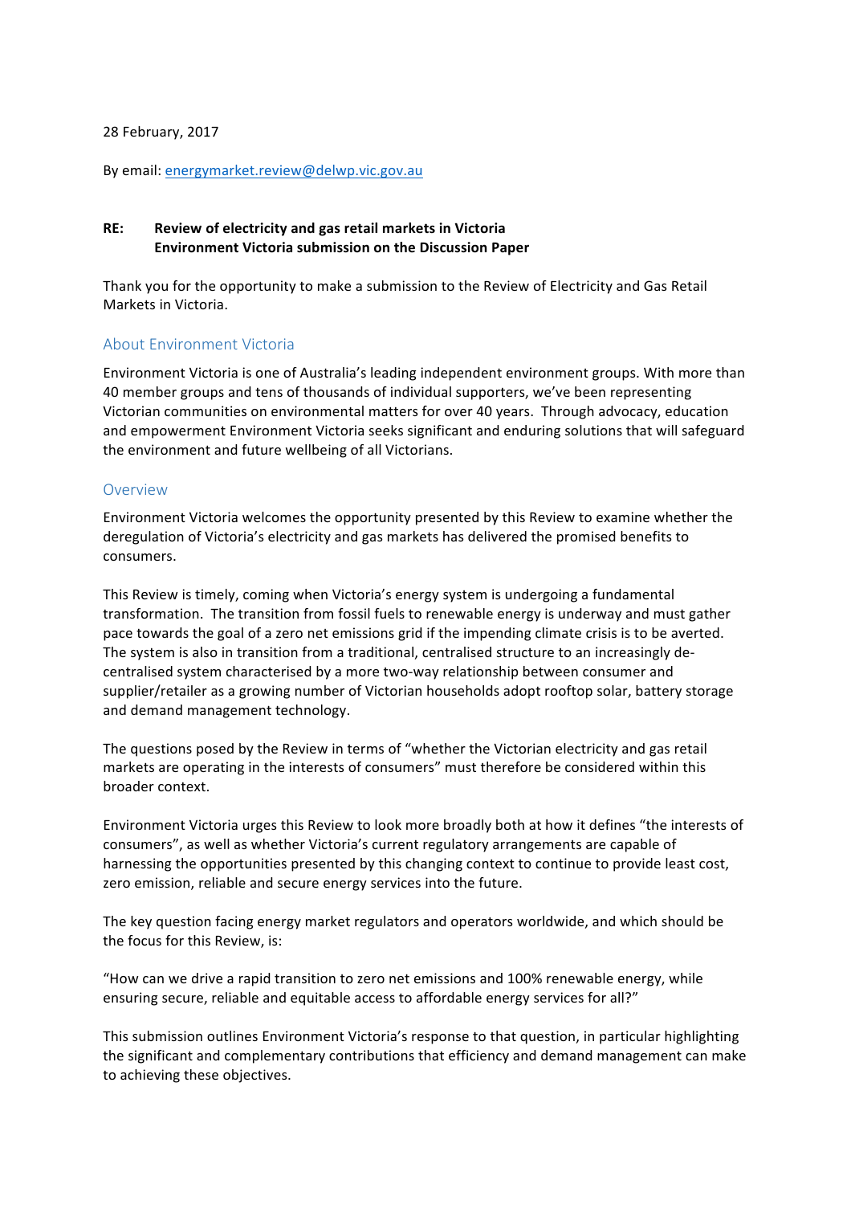28 February, 2017

By email: energymarket.review@delwp.vic.gov.au

**RE: Review of electricity and gas retail markets in Victoria**
**Environment Victoria submission on the Discussion Paper**

Thank you for the opportunity to make a submission to the Review of Electricity and Gas Retail Markets in Victoria.

## About Environment Victoria

Environment Victoria is one of Australia's leading independent environment groups. With more than 40 member groups and tens of thousands of individual supporters, we've been representing Victorian communities on environmental matters for over 40 years. Through advocacy, education and empowerment Environment Victoria seeks significant and enduring solutions that will safeguard the environment and future wellbeing of all Victorians.

## Overview

Environment Victoria welcomes the opportunity presented by this Review to examine whether the deregulation of Victoria's electricity and gas markets has delivered the promised benefits to consumers.

This Review is timely, coming when Victoria's energy system is undergoing a fundamental transformation. The transition from fossil fuels to renewable energy is underway and must gather pace towards the goal of a zero net emissions grid if the impending climate crisis is to be averted. The system is also in transition from a traditional, centralised structure to an increasingly de-centralised system characterised by a more two-way relationship between consumer and supplier/retailer as a growing number of Victorian households adopt rooftop solar, battery storage and demand management technology.

The questions posed by the Review in terms of "whether the Victorian electricity and gas retail markets are operating in the interests of consumers" must therefore be considered within this broader context.

Environment Victoria urges this Review to look more broadly both at how it defines "the interests of consumers", as well as whether Victoria's current regulatory arrangements are capable of harnessing the opportunities presented by this changing context to continue to provide least cost, zero emission, reliable and secure energy services into the future.

The key question facing energy market regulators and operators worldwide, and which should be the focus for this Review, is:

"How can we drive a rapid transition to zero net emissions and 100% renewable energy, while ensuring secure, reliable and equitable access to affordable energy services for all?"

This submission outlines Environment Victoria's response to that question, in particular highlighting the significant and complementary contributions that efficiency and demand management can make to achieving these objectives.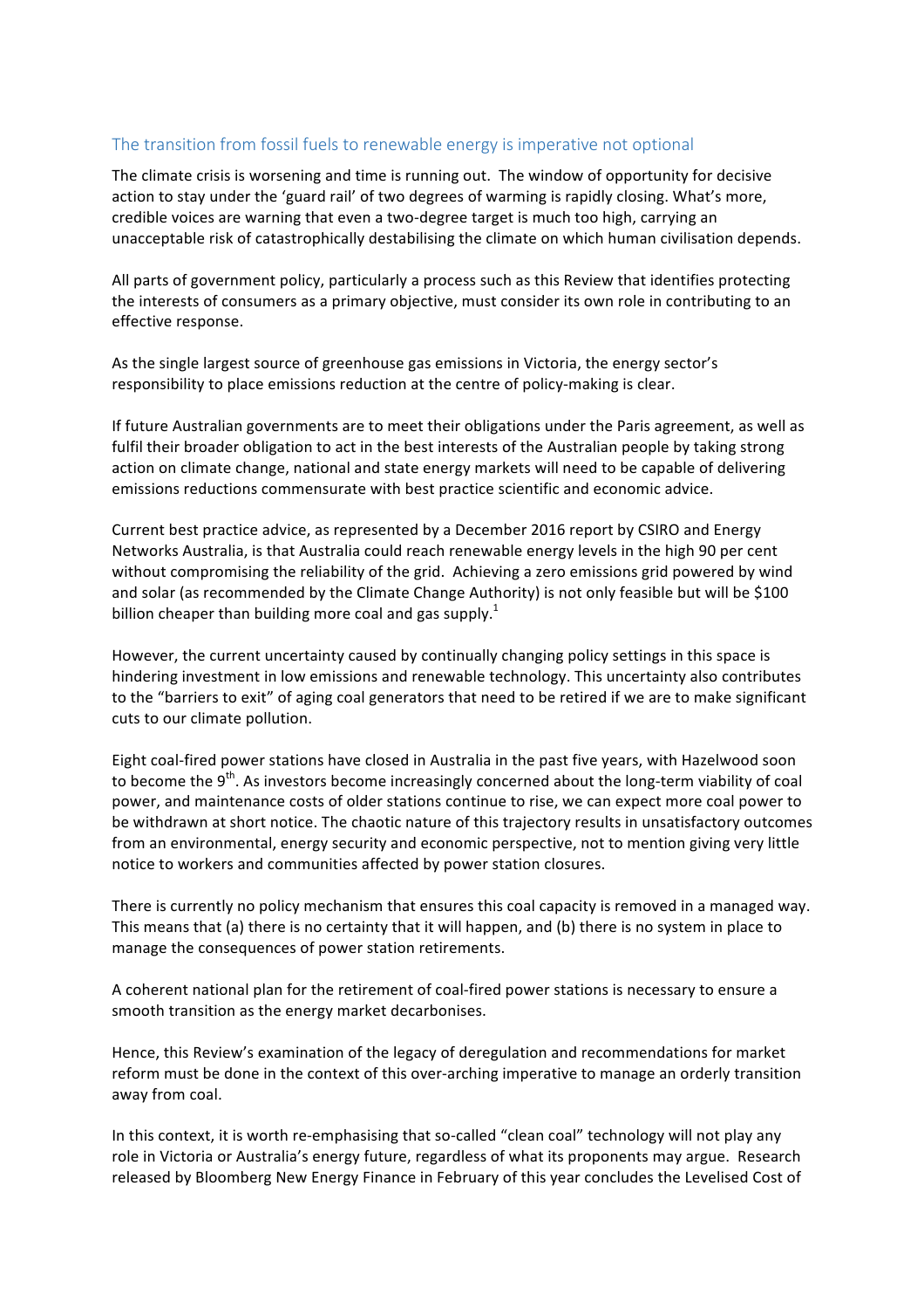## The transition from fossil fuels to renewable energy is imperative not optional

The climate crisis is worsening and time is running out. The window of opportunity for decisive action to stay under the 'guard rail' of two degrees of warming is rapidly closing. What's more, credible voices are warning that even a two-degree target is much too high, carrying an unacceptable risk of catastrophically destabilising the climate on which human civilisation depends.

All parts of government policy, particularly a process such as this Review that identifies protecting the interests of consumers as a primary objective, must consider its own role in contributing to an effective response.

As the single largest source of greenhouse gas emissions in Victoria, the energy sector's responsibility to place emissions reduction at the centre of policy-making is clear.

If future Australian governments are to meet their obligations under the Paris agreement, as well as fulfil their broader obligation to act in the best interests of the Australian people by taking strong action on climate change, national and state energy markets will need to be capable of delivering emissions reductions commensurate with best practice scientific and economic advice.

Current best practice advice, as represented by a December 2016 report by CSIRO and Energy Networks Australia, is that Australia could reach renewable energy levels in the high 90 per cent without compromising the reliability of the grid. Achieving a zero emissions grid powered by wind and solar (as recommended by the Climate Change Authority) is not only feasible but will be $100 billion cheaper than building more coal and gas supply.[1]

However, the current uncertainty caused by continually changing policy settings in this space is hindering investment in low emissions and renewable technology. This uncertainty also contributes to the "barriers to exit" of aging coal generators that need to be retired if we are to make significant cuts to our climate pollution.

Eight coal-fired power stations have closed in Australia in the past five years, with Hazelwood soon to become the 9th. As investors become increasingly concerned about the long-term viability of coal power, and maintenance costs of older stations continue to rise, we can expect more coal power to be withdrawn at short notice. The chaotic nature of this trajectory results in unsatisfactory outcomes from an environmental, energy security and economic perspective, not to mention giving very little notice to workers and communities affected by power station closures.

There is currently no policy mechanism that ensures this coal capacity is removed in a managed way. This means that (a) there is no certainty that it will happen, and (b) there is no system in place to manage the consequences of power station retirements.

A coherent national plan for the retirement of coal-fired power stations is necessary to ensure a smooth transition as the energy market decarbonises.

Hence, this Review's examination of the legacy of deregulation and recommendations for market reform must be done in the context of this over-arching imperative to manage an orderly transition away from coal.

In this context, it is worth re-emphasising that so-called "clean coal" technology will not play any role in Victoria or Australia's energy future, regardless of what its proponents may argue. Research released by Bloomberg New Energy Finance in February of this year concludes the Levelised Cost of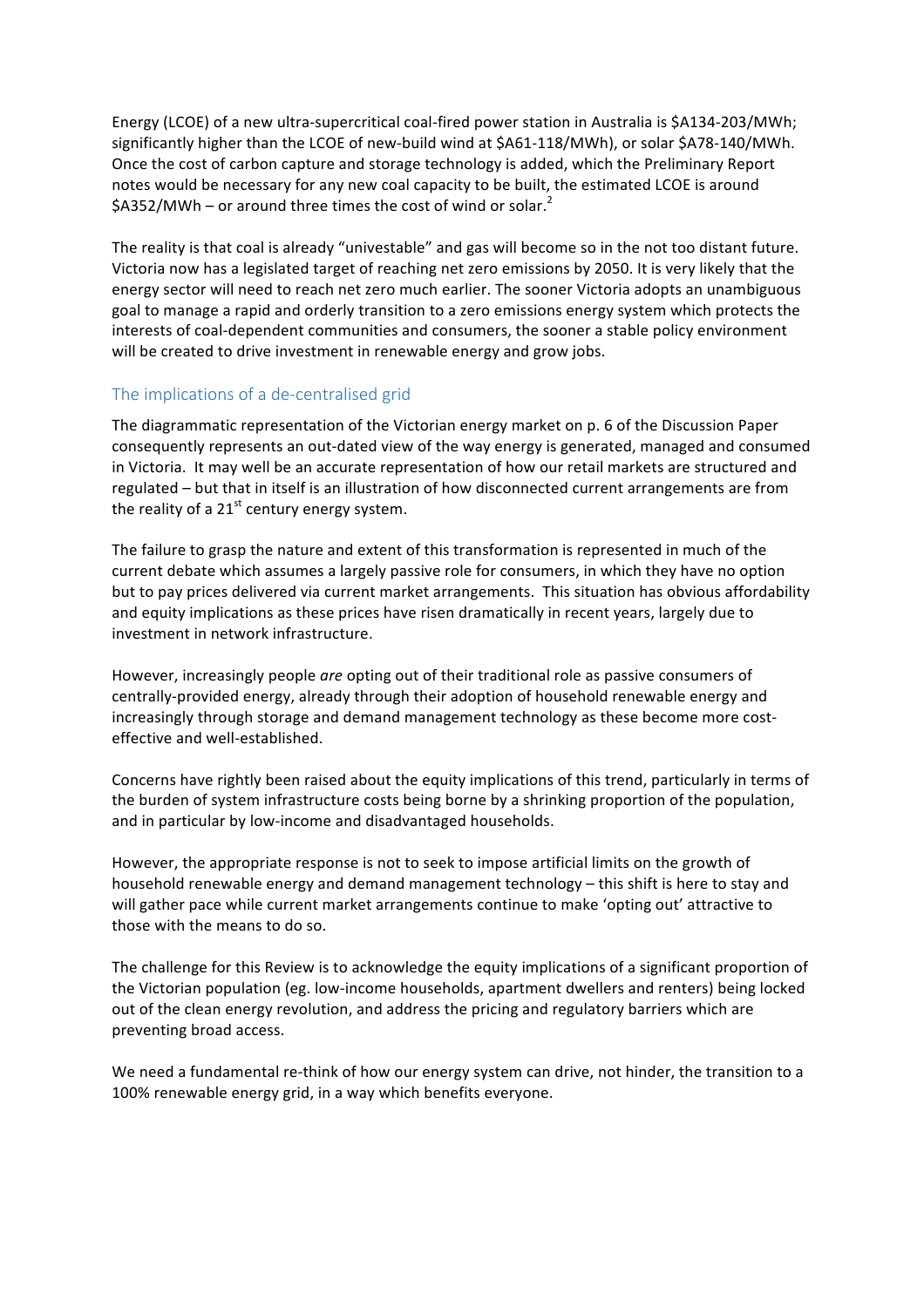Energy (LCOE) of a new ultra-supercritical coal-fired power station in Australia is $A134-203/MWh; significantly higher than the LCOE of new-build wind at $A61-118/MWh), or solar $A78-140/MWh. Once the cost of carbon capture and storage technology is added, which the Preliminary Report notes would be necessary for any new coal capacity to be built, the estimated LCOE is around $A352/MWh – or around three times the cost of wind or solar.[2]

The reality is that coal is already "univestable" and gas will become so in the not too distant future. Victoria now has a legislated target of reaching net zero emissions by 2050. It is very likely that the energy sector will need to reach net zero much earlier. The sooner Victoria adopts an unambiguous goal to manage a rapid and orderly transition to a zero emissions energy system which protects the interests of coal-dependent communities and consumers, the sooner a stable policy environment will be created to drive investment in renewable energy and grow jobs.

## The implications of a de-centralised grid

The diagrammatic representation of the Victorian energy market on p. 6 of the Discussion Paper consequently represents an out-dated view of the way energy is generated, managed and consumed in Victoria. It may well be an accurate representation of how our retail markets are structured and regulated – but that in itself is an illustration of how disconnected current arrangements are from the reality of a 21st century energy system.

The failure to grasp the nature and extent of this transformation is represented in much of the current debate which assumes a largely passive role for consumers, in which they have no option but to pay prices delivered via current market arrangements. This situation has obvious affordability and equity implications as these prices have risen dramatically in recent years, largely due to investment in network infrastructure.

However, increasingly people *are* opting out of their traditional role as passive consumers of centrally-provided energy, already through their adoption of household renewable energy and increasingly through storage and demand management technology as these become more cost-effective and well-established.

Concerns have rightly been raised about the equity implications of this trend, particularly in terms of the burden of system infrastructure costs being borne by a shrinking proportion of the population, and in particular by low-income and disadvantaged households.

However, the appropriate response is not to seek to impose artificial limits on the growth of household renewable energy and demand management technology – this shift is here to stay and will gather pace while current market arrangements continue to make 'opting out' attractive to those with the means to do so.

The challenge for this Review is to acknowledge the equity implications of a significant proportion of the Victorian population (eg. low-income households, apartment dwellers and renters) being locked out of the clean energy revolution, and address the pricing and regulatory barriers which are preventing broad access.

We need a fundamental re-think of how our energy system can drive, not hinder, the transition to a 100% renewable energy grid, in a way which benefits everyone.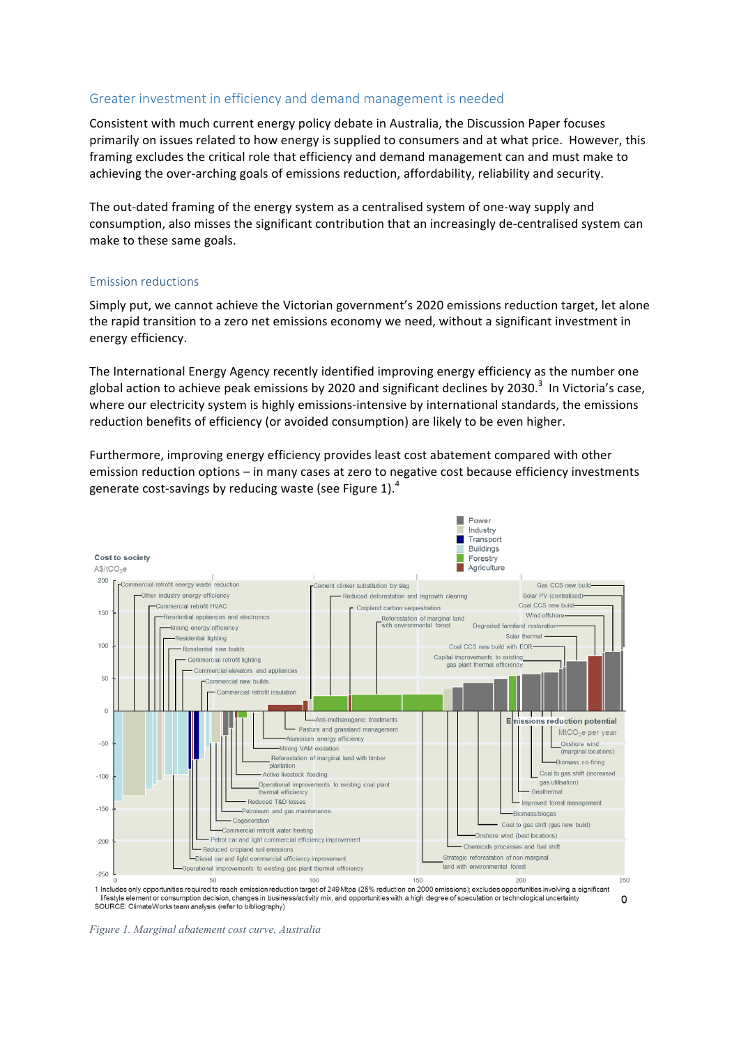## Greater investment in efficiency and demand management is needed

Consistent with much current energy policy debate in Australia, the Discussion Paper focuses primarily on issues related to how energy is supplied to consumers and at what price. However, this framing excludes the critical role that efficiency and demand management can and must make to achieving the over-arching goals of emissions reduction, affordability, reliability and security.

The out-dated framing of the energy system as a centralised system of one-way supply and consumption, also misses the significant contribution that an increasingly de-centralised system can make to these same goals.

### Emission reductions

Simply put, we cannot achieve the Victorian government's 2020 emissions reduction target, let alone the rapid transition to a zero net emissions economy we need, without a significant investment in energy efficiency.

The International Energy Agency recently identified improving energy efficiency as the number one global action to achieve peak emissions by 2020 and significant declines by 2030.[3] In Victoria's case, where our electricity system is highly emissions-intensive by international standards, the emissions reduction benefits of efficiency (or avoided consumption) are likely to be even higher.

Furthermore, improving energy efficiency provides least cost abatement compared with other emission reduction options – in many cases at zero to negative cost because efficiency investments generate cost-savings by reducing waste (see Figure 1).[4]

1 Includes only opportunities required to reach emission reduction target of 249 Mtpa (25% reduction on 2000 emissions); excludes opportunities involving a significant lifestyle element or consumption decision, changes in business/activity mix, and opportunities with a high degree of speculation or technological uncertainty

SOURCE: ClimateWorks team analysis (refer to bibliography)

*Figure 1. Marginal abatement cost curve, Australia*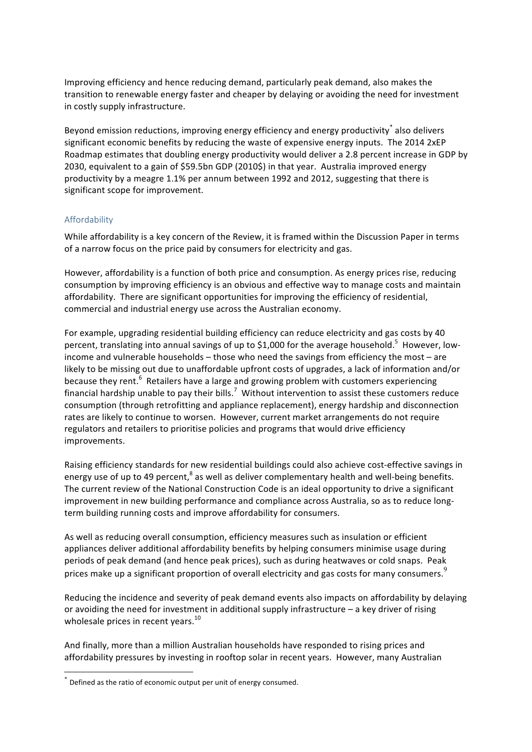Improving efficiency and hence reducing demand, particularly peak demand, also makes the transition to renewable energy faster and cheaper by delaying or avoiding the need for investment in costly supply infrastructure.

Beyond emission reductions, improving energy efficiency and energy productivity[*] also delivers significant economic benefits by reducing the waste of expensive energy inputs. The 2014 2xEP Roadmap estimates that doubling energy productivity would deliver a 2.8 percent increase in GDP by 2030, equivalent to a gain of $59.5bn GDP (2010$) in that year. Australia improved energy productivity by a meagre 1.1% per annum between 1992 and 2012, suggesting that there is significant scope for improvement.

## Affordability

While affordability is a key concern of the Review, it is framed within the Discussion Paper in terms of a narrow focus on the price paid by consumers for electricity and gas.

However, affordability is a function of both price and consumption. As energy prices rise, reducing consumption by improving efficiency is an obvious and effective way to manage costs and maintain affordability. There are significant opportunities for improving the efficiency of residential, commercial and industrial energy use across the Australian economy.

For example, upgrading residential building efficiency can reduce electricity and gas costs by 40 percent, translating into annual savings of up to $1,000 for the average household.[5] However, low-income and vulnerable households – those who need the savings from efficiency the most – are likely to be missing out due to unaffordable upfront costs of upgrades, a lack of information and/or because they rent.[6] Retailers have a large and growing problem with customers experiencing financial hardship unable to pay their bills.[7] Without intervention to assist these customers reduce consumption (through retrofitting and appliance replacement), energy hardship and disconnection rates are likely to continue to worsen. However, current market arrangements do not require regulators and retailers to prioritise policies and programs that would drive efficiency improvements.

Raising efficiency standards for new residential buildings could also achieve cost-effective savings in energy use of up to 49 percent,[8] as well as deliver complementary health and well-being benefits. The current review of the National Construction Code is an ideal opportunity to drive a significant improvement in new building performance and compliance across Australia, so as to reduce long-term building running costs and improve affordability for consumers.

As well as reducing overall consumption, efficiency measures such as insulation or efficient appliances deliver additional affordability benefits by helping consumers minimise usage during periods of peak demand (and hence peak prices), such as during heatwaves or cold snaps. Peak prices make up a significant proportion of overall electricity and gas costs for many consumers.[9]

Reducing the incidence and severity of peak demand events also impacts on affordability by delaying or avoiding the need for investment in additional supply infrastructure – a key driver of rising wholesale prices in recent years.[10]

And finally, more than a million Australian households have responded to rising prices and affordability pressures by investing in rooftop solar in recent years. However, many Australian

---

[*] Defined as the ratio of economic output per unit of energy consumed.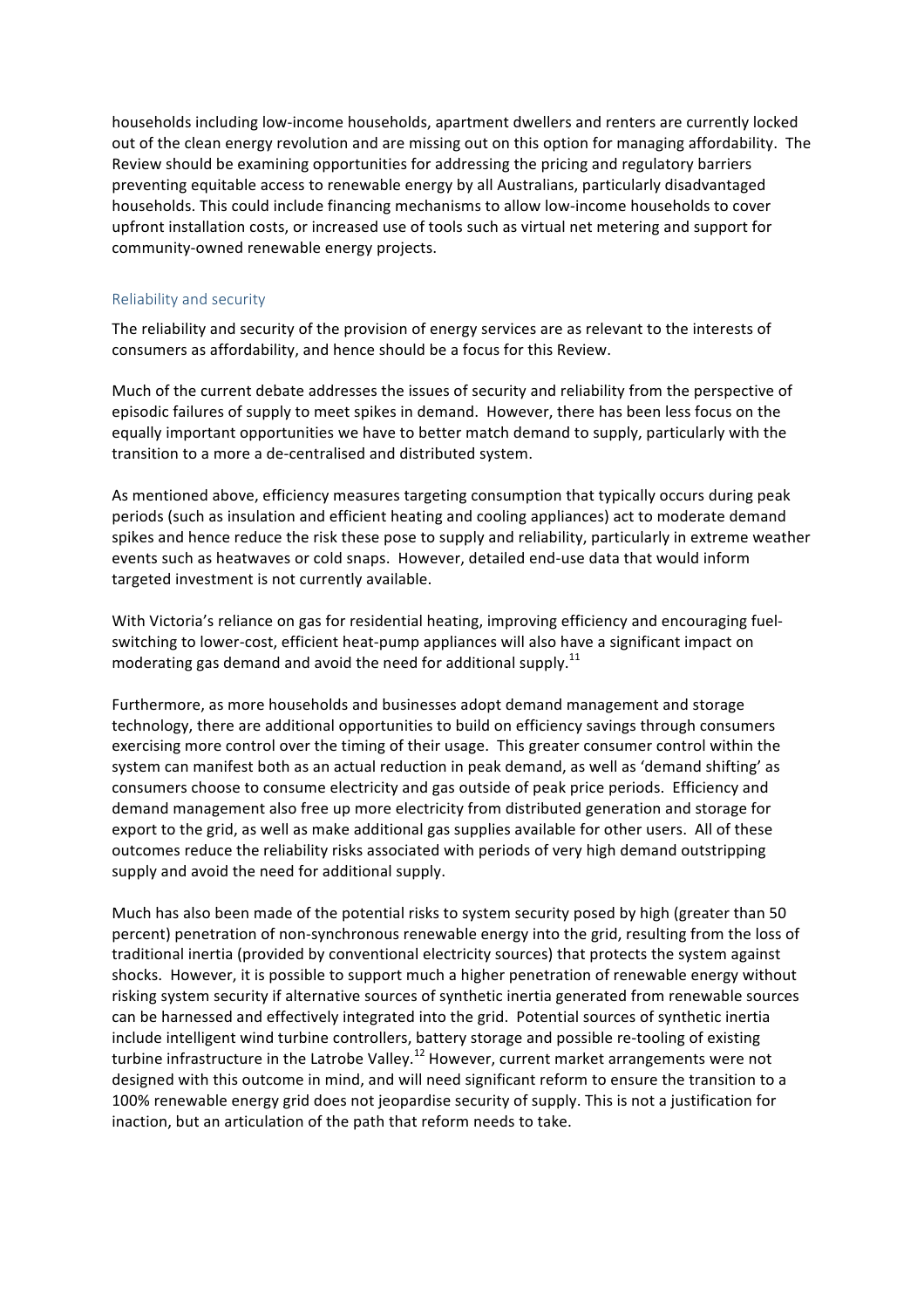households including low-income households, apartment dwellers and renters are currently locked out of the clean energy revolution and are missing out on this option for managing affordability. The Review should be examining opportunities for addressing the pricing and regulatory barriers preventing equitable access to renewable energy by all Australians, particularly disadvantaged households. This could include financing mechanisms to allow low-income households to cover upfront installation costs, or increased use of tools such as virtual net metering and support for community-owned renewable energy projects.

### Reliability and security

The reliability and security of the provision of energy services are as relevant to the interests of consumers as affordability, and hence should be a focus for this Review.

Much of the current debate addresses the issues of security and reliability from the perspective of episodic failures of supply to meet spikes in demand. However, there has been less focus on the equally important opportunities we have to better match demand to supply, particularly with the transition to a more a de-centralised and distributed system.

As mentioned above, efficiency measures targeting consumption that typically occurs during peak periods (such as insulation and efficient heating and cooling appliances) act to moderate demand spikes and hence reduce the risk these pose to supply and reliability, particularly in extreme weather events such as heatwaves or cold snaps. However, detailed end-use data that would inform targeted investment is not currently available.

With Victoria's reliance on gas for residential heating, improving efficiency and encouraging fuel-switching to lower-cost, efficient heat-pump appliances will also have a significant impact on moderating gas demand and avoid the need for additional supply.[11]

Furthermore, as more households and businesses adopt demand management and storage technology, there are additional opportunities to build on efficiency savings through consumers exercising more control over the timing of their usage. This greater consumer control within the system can manifest both as an actual reduction in peak demand, as well as 'demand shifting' as consumers choose to consume electricity and gas outside of peak price periods. Efficiency and demand management also free up more electricity from distributed generation and storage for export to the grid, as well as make additional gas supplies available for other users. All of these outcomes reduce the reliability risks associated with periods of very high demand outstripping supply and avoid the need for additional supply.

Much has also been made of the potential risks to system security posed by high (greater than 50 percent) penetration of non-synchronous renewable energy into the grid, resulting from the loss of traditional inertia (provided by conventional electricity sources) that protects the system against shocks. However, it is possible to support much a higher penetration of renewable energy without risking system security if alternative sources of synthetic inertia generated from renewable sources can be harnessed and effectively integrated into the grid. Potential sources of synthetic inertia include intelligent wind turbine controllers, battery storage and possible re-tooling of existing turbine infrastructure in the Latrobe Valley.[12] However, current market arrangements were not designed with this outcome in mind, and will need significant reform to ensure the transition to a 100% renewable energy grid does not jeopardise security of supply. This is not a justification for inaction, but an articulation of the path that reform needs to take.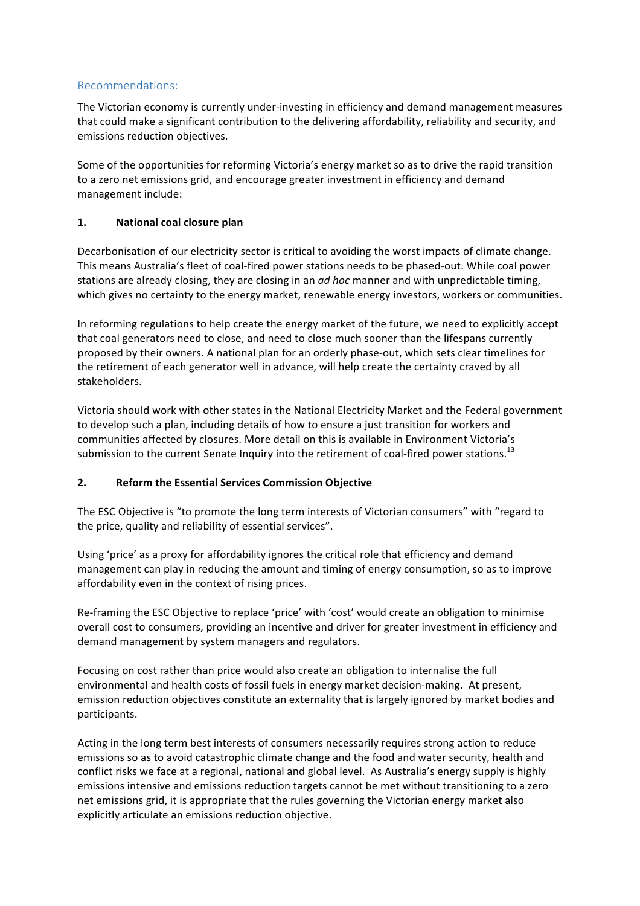## Recommendations:

The Victorian economy is currently under-investing in efficiency and demand management measures that could make a significant contribution to the delivering affordability, reliability and security, and emissions reduction objectives.

Some of the opportunities for reforming Victoria's energy market so as to drive the rapid transition to a zero net emissions grid, and encourage greater investment in efficiency and demand management include:

### 1. National coal closure plan

Decarbonisation of our electricity sector is critical to avoiding the worst impacts of climate change. This means Australia's fleet of coal-fired power stations needs to be phased-out. While coal power stations are already closing, they are closing in an *ad hoc* manner and with unpredictable timing, which gives no certainty to the energy market, renewable energy investors, workers or communities.

In reforming regulations to help create the energy market of the future, we need to explicitly accept that coal generators need to close, and need to close much sooner than the lifespans currently proposed by their owners. A national plan for an orderly phase-out, which sets clear timelines for the retirement of each generator well in advance, will help create the certainty craved by all stakeholders.

Victoria should work with other states in the National Electricity Market and the Federal government to develop such a plan, including details of how to ensure a just transition for workers and communities affected by closures. More detail on this is available in Environment Victoria's submission to the current Senate Inquiry into the retirement of coal-fired power stations.[13]

### 2. Reform the Essential Services Commission Objective

The ESC Objective is "to promote the long term interests of Victorian consumers" with "regard to the price, quality and reliability of essential services".

Using 'price' as a proxy for affordability ignores the critical role that efficiency and demand management can play in reducing the amount and timing of energy consumption, so as to improve affordability even in the context of rising prices.

Re-framing the ESC Objective to replace 'price' with 'cost' would create an obligation to minimise overall cost to consumers, providing an incentive and driver for greater investment in efficiency and demand management by system managers and regulators.

Focusing on cost rather than price would also create an obligation to internalise the full environmental and health costs of fossil fuels in energy market decision-making. At present, emission reduction objectives constitute an externality that is largely ignored by market bodies and participants.

Acting in the long term best interests of consumers necessarily requires strong action to reduce emissions so as to avoid catastrophic climate change and the food and water security, health and conflict risks we face at a regional, national and global level. As Australia's energy supply is highly emissions intensive and emissions reduction targets cannot be met without transitioning to a zero net emissions grid, it is appropriate that the rules governing the Victorian energy market also explicitly articulate an emissions reduction objective.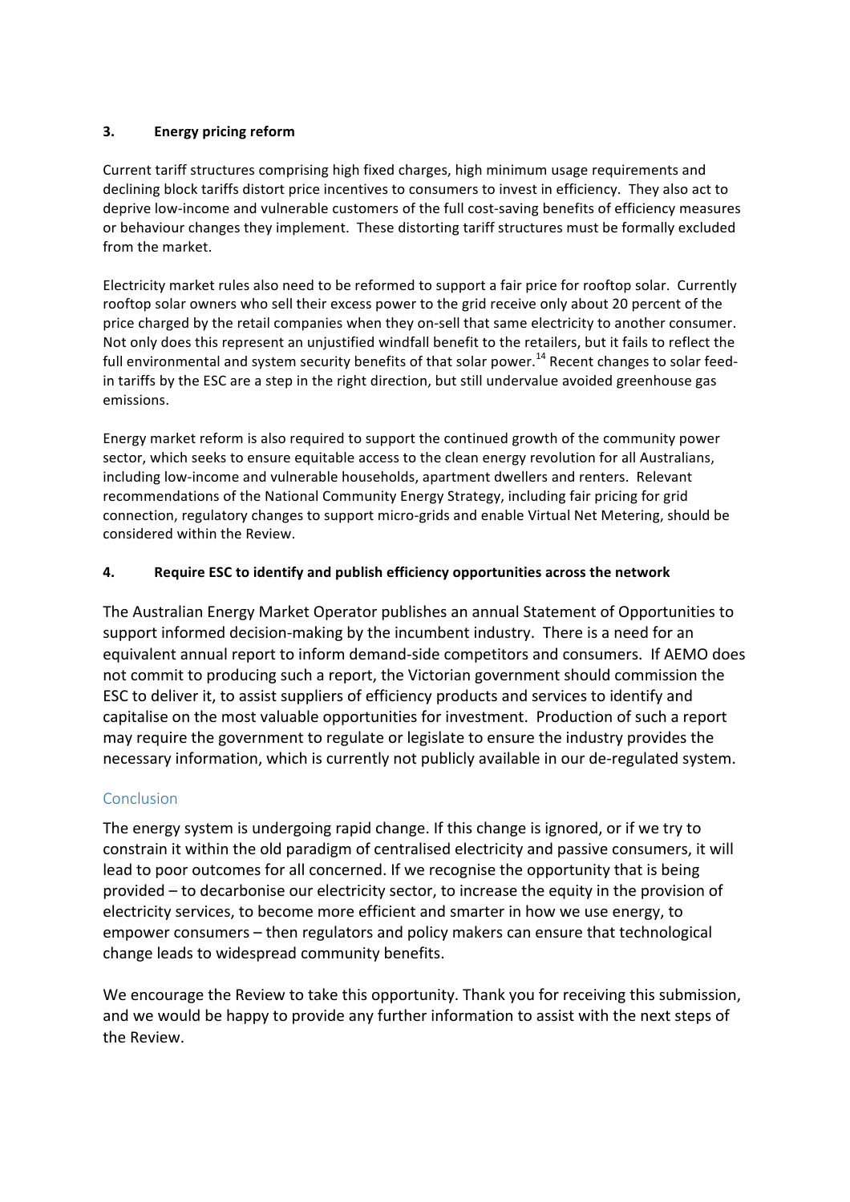### 3. Energy pricing reform

Current tariff structures comprising high fixed charges, high minimum usage requirements and declining block tariffs distort price incentives to consumers to invest in efficiency. They also act to deprive low-income and vulnerable customers of the full cost-saving benefits of efficiency measures or behaviour changes they implement. These distorting tariff structures must be formally excluded from the market.

Electricity market rules also need to be reformed to support a fair price for rooftop solar. Currently rooftop solar owners who sell their excess power to the grid receive only about 20 percent of the price charged by the retail companies when they on-sell that same electricity to another consumer. Not only does this represent an unjustified windfall benefit to the retailers, but it fails to reflect the full environmental and system security benefits of that solar power.[14] Recent changes to solar feed-in tariffs by the ESC are a step in the right direction, but still undervalue avoided greenhouse gas emissions.

Energy market reform is also required to support the continued growth of the community power sector, which seeks to ensure equitable access to the clean energy revolution for all Australians, including low-income and vulnerable households, apartment dwellers and renters. Relevant recommendations of the National Community Energy Strategy, including fair pricing for grid connection, regulatory changes to support micro-grids and enable Virtual Net Metering, should be considered within the Review.

### 4. Require ESC to identify and publish efficiency opportunities across the network

The Australian Energy Market Operator publishes an annual Statement of Opportunities to support informed decision-making by the incumbent industry. There is a need for an equivalent annual report to inform demand-side competitors and consumers. If AEMO does not commit to producing such a report, the Victorian government should commission the ESC to deliver it, to assist suppliers of efficiency products and services to identify and capitalise on the most valuable opportunities for investment. Production of such a report may require the government to regulate or legislate to ensure the industry provides the necessary information, which is currently not publicly available in our de-regulated system.

## Conclusion

The energy system is undergoing rapid change. If this change is ignored, or if we try to constrain it within the old paradigm of centralised electricity and passive consumers, it will lead to poor outcomes for all concerned. If we recognise the opportunity that is being provided – to decarbonise our electricity sector, to increase the equity in the provision of electricity services, to become more efficient and smarter in how we use energy, to empower consumers – then regulators and policy makers can ensure that technological change leads to widespread community benefits.

We encourage the Review to take this opportunity. Thank you for receiving this submission, and we would be happy to provide any further information to assist with the next steps of the Review.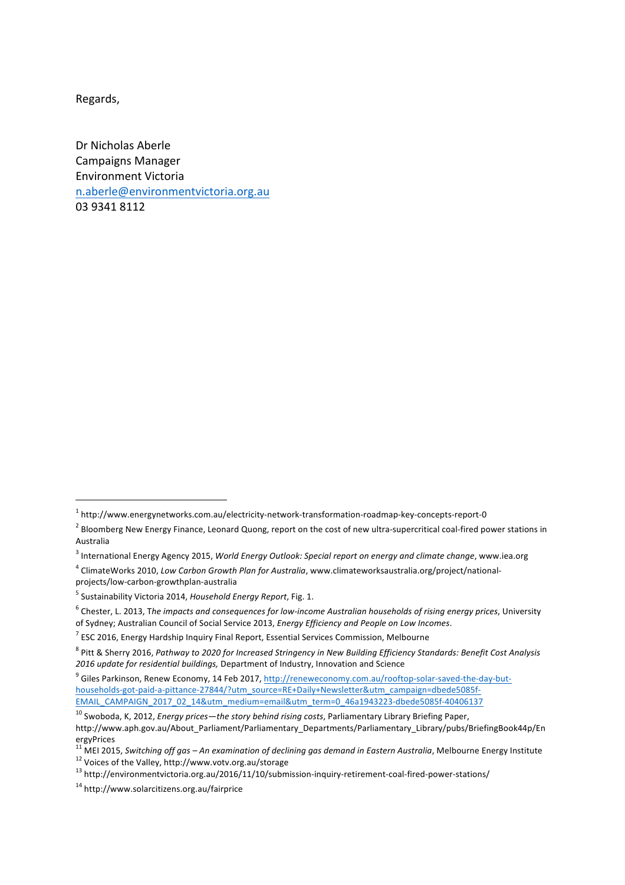Regards,

Dr Nicholas Aberle
Campaigns Manager
Environment Victoria
[n.aberle@environmentvictoria.org.au](mailto:n.aberle@environmentvictoria.org.au)
03 9341 8112

---

[1] http://www.energynetworks.com.au/electricity-network-transformation-roadmap-key-concepts-report-0

[2] Bloomberg New Energy Finance, Leonard Quong, report on the cost of new ultra-supercritical coal-fired power stations in Australia

[3] International Energy Agency 2015, *World Energy Outlook: Special report on energy and climate change*, www.iea.org

[4] ClimateWorks 2010, *Low Carbon Growth Plan for Australia*, www.climateworksaustralia.org/project/national-projects/low-carbon-growthplan-australia

[5] Sustainability Victoria 2014, *Household Energy Report*, Fig. 1.

[6] Chester, L. 2013, T*he impacts and consequences for low-income Australian households of rising energy prices*, University of Sydney; Australian Council of Social Service 2013, *Energy Efficiency and People on Low Incomes*.

[7] ESC 2016, Energy Hardship Inquiry Final Report, Essential Services Commission, Melbourne

[8] Pitt & Sherry 2016, *Pathway to 2020 for Increased Stringency in New Building Efficiency Standards: Benefit Cost Analysis 2016 update for residential buildings,* Department of Industry, Innovation and Science

[9] Giles Parkinson, Renew Economy, 14 Feb 2017, http://reneweconomy.com.au/rooftop-solar-saved-the-day-but-households-got-paid-a-pittance-27844/?utm_source=RE+Daily+Newsletter&utm_campaign=dbede5085f-EMAIL_CAMPAIGN_2017_02_14&utm_medium=email&utm_term=0_46a1943223-dbede5085f-40406137

[10] Swoboda, K, 2012, *Energy prices—the story behind rising costs*, Parliamentary Library Briefing Paper, http://www.aph.gov.au/About_Parliament/Parliamentary_Departments/Parliamentary_Library/pubs/BriefingBook44p/EnergyPrices

[11] MEI 2015, *Switching off gas – An examination of declining gas demand in Eastern Australia*, Melbourne Energy Institute

[12] Voices of the Valley, http://www.votv.org.au/storage

[13] http://environmentvictoria.org.au/2016/11/10/submission-inquiry-retirement-coal-fired-power-stations/

[14] http://www.solarcitizens.org.au/fairprice